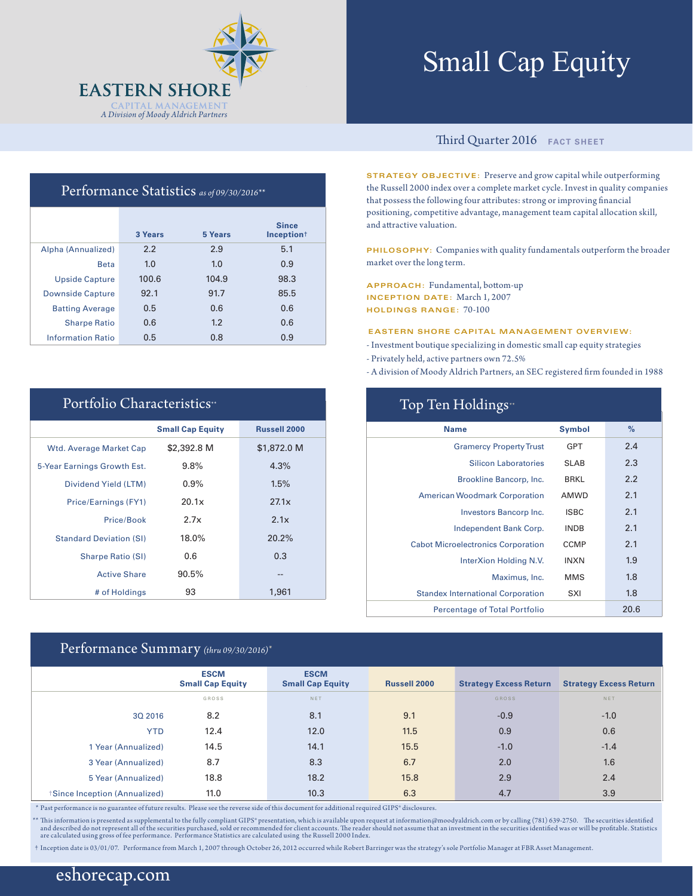# EASTERN SHORE
CAPITAL MANAGEMENT
*A Division of Moody Aldrich Partners*

# Small Cap Equity

Third Quarter 2016 **FACT SHEET**

## Performance Statistics *as of 09/30/2016***

| | 3 Years | 5 Years | Since Inception† |
|---|---|---|---|
| Alpha (Annualized) | 2.2 | 2.9 | 5.1 |
| Beta | 1.0 | 1.0 | 0.9 |
| Upside Capture | 100.6 | 104.9 | 98.3 |
| Downside Capture | 92.1 | 91.7 | 85.5 |
| Batting Average | 0.5 | 0.6 | 0.6 |
| Sharpe Ratio | 0.6 | 1.2 | 0.6 |
| Information Ratio | 0.5 | 0.8 | 0.9 |

**STRATEGY OBJECTIVE:** Preserve and grow capital while outperforming the Russell 2000 index over a complete market cycle. Invest in quality companies that possess the following four attributes: strong or improving financial positioning, competitive advantage, management team capital allocation skill, and attractive valuation.

**PHILOSOPHY:** Companies with quality fundamentals outperform the broader market over the long term.

**APPROACH:** Fundamental, bottom-up
**INCEPTION DATE:** March 1, 2007
**HOLDINGS RANGE:** 70-100

**EASTERN SHORE CAPITAL MANAGEMENT OVERVIEW:**

- Investment boutique specializing in domestic small cap equity strategies
- Privately held, active partners own 72.5%
- A division of Moody Aldrich Partners, an SEC registered firm founded in 1988

## Portfolio Characteristics**

| | Small Cap Equity | Russell 2000 |
|---|---|---|
| Wtd. Average Market Cap | $2,392.8 M | $1,872.0 M |
| 5-Year Earnings Growth Est. | 9.8% | 4.3% |
| Dividend Yield (LTM) | 0.9% | 1.5% |
| Price/Earnings (FY1) | 20.1x | 27.1x |
| Price/Book | 2.7x | 2.1x |
| Standard Deviation (SI) | 18.0% | 20.2% |
| Sharpe Ratio (SI) | 0.6 | 0.3 |
| Active Share | 90.5% | -- |
| # of Holdings | 93 | 1,961 |

## Top Ten Holdings**

| Name | Symbol | % |
|---|---|---|
| Gramercy Property Trust | GPT | 2.4 |
| Silicon Laboratories | SLAB | 2.3 |
| Brookline Bancorp, Inc. | BRKL | 2.2 |
| American Woodmark Corporation | AMWD | 2.1 |
| Investors Bancorp Inc. | ISBC | 2.1 |
| Independent Bank Corp. | INDB | 2.1 |
| Cabot Microelectronics Corporation | CCMP | 2.1 |
| InterXion Holding N.V. | INXN | 1.9 |
| Maximus, Inc. | MMS | 1.8 |
| Standex International Corporation | SXI | 1.8 |
| Percentage of Total Portfolio | | 20.6 |

## Performance Summary *(thru 09/30/2016)**

| | ESCM Small Cap Equity | ESCM Small Cap Equity | Russell 2000 | Strategy Excess Return | Strategy Excess Return |
|---|---|---|---|---|---|
| | GROSS | NET | | GROSS | NET |
| 3Q 2016 | 8.2 | 8.1 | 9.1 | -0.9 | -1.0 |
| YTD | 12.4 | 12.0 | 11.5 | 0.9 | 0.6 |
| 1 Year (Annualized) | 14.5 | 14.1 | 15.5 | -1.0 | -1.4 |
| 3 Year (Annualized) | 8.7 | 8.3 | 6.7 | 2.0 | 1.6 |
| 5 Year (Annualized) | 18.8 | 18.2 | 15.8 | 2.9 | 2.4 |
| †Since Inception (Annualized) | 11.0 | 10.3 | 6.3 | 4.7 | 3.9 |

\* Past performance is no guarantee of future results. Please see the reverse side of this document for additional required GIPS® disclosures.

** This information is presented as supplemental to the fully compliant GIPS® presentation, which is available upon request at information@moodyaldrich.com or by calling (781) 639-2750. The securities identified and described do not represent all of the securities purchased, sold or recommended for client accounts. The reader should not assume that an investment in the securities identified was or will be profitable. Statistics are calculated using gross of fee performance. Performance Statistics are calculated using the Russell 2000 Index.

† Inception date is 03/01/07. Performance from March 1, 2007 through October 26, 2012 occurred while Robert Barringer was the strategy's sole Portfolio Manager at FBR Asset Management.

eshorecap.com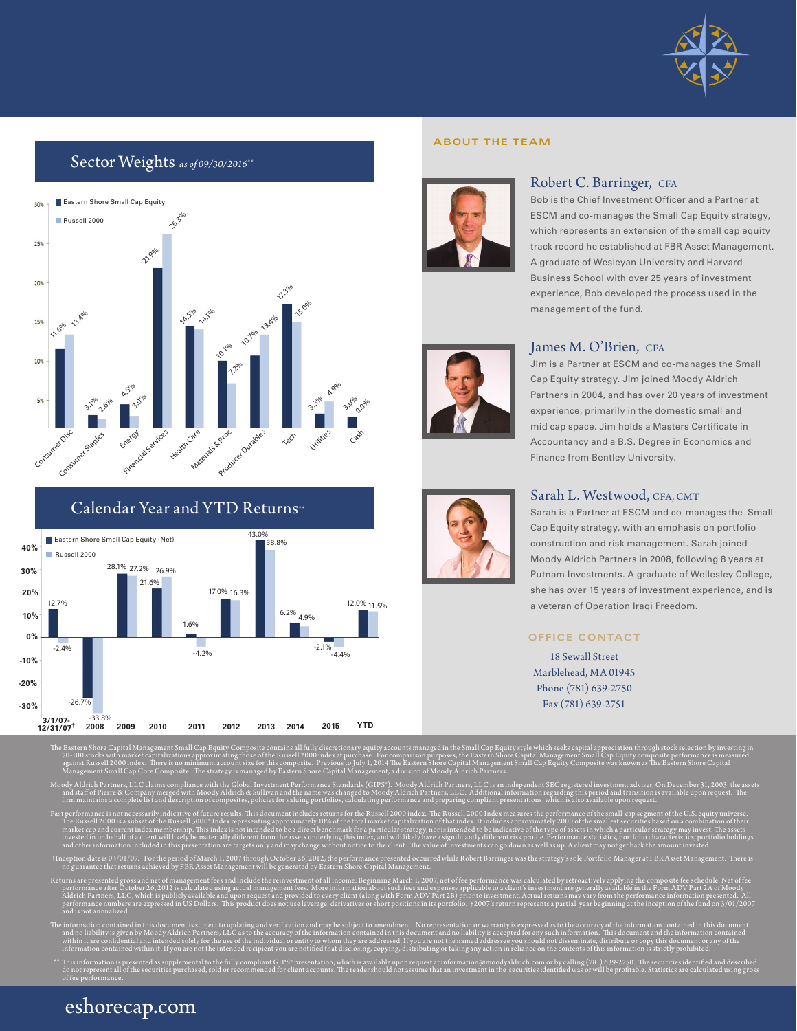## Sector Weights *as of 09/30/2016\*\**

Eastern Shore Small Cap Equity
Russell 2000

30%
25%
20%
15%
10%
5%

Consumer Disc. 11.6% 13.4%
Consumer Staples 3.1% 2.6%
Energy 4.5% 3.0%
Financial Services 21.9% 26.3%
Health Care 14.5% 14.1%
Materials & Proc. 10.1% 7.2%
Producer Durables 10.7% 13.4%
Tech 17.3% 15.0%
Utilities 3.3% 4.9%
Cash 3.0% 0.0%

## Calendar Year and YTD Returns\*\*

Eastern Shore Small Cap Equity (Net)
Russell 2000

40%
30%
20%
10%
0%
-10%
-20%
-30%

3/1/07-12/31/07† 12.7% -2.4%
2008 -26.7% -33.8%
2009 28.1% 27.2%
2010 21.6% 26.9%
2011 1.6% -4.2%
2012 17.0% 16.3%
2013 43.0% 38.8%
2014 6.2% 4.9%
2015 -2.1% -4.4%
YTD 12.0% 11.5%

## ABOUT THE TEAM

### Robert C. Barringer, CFA

Bob is the Chief Investment Officer and a Partner at ESCM and co-manages the Small Cap Equity strategy, which represents an extension of the small cap equity track record he established at FBR Asset Management. A graduate of Wesleyan University and Harvard Business School with over 25 years of investment experience, Bob developed the process used in the management of the fund.

### James M. O'Brien, CFA

Jim is a Partner at ESCM and co-manages the Small Cap Equity strategy. Jim joined Moody Aldrich Partners in 2004, and has over 20 years of investment experience, primarily in the domestic small and mid cap space. Jim holds a Masters Certificate in Accountancy and a B.S. Degree in Economics and Finance from Bentley University.

### Sarah L. Westwood, CFA, CMT

Sarah is a Partner at ESCM and co-manages the Small Cap Equity strategy, with an emphasis on portfolio construction and risk management. Sarah joined Moody Aldrich Partners in 2008, following 8 years at Putnam Investments. A graduate of Wellesley College, she has over 15 years of investment experience, and is a veteran of Operation Iraqi Freedom.

## OFFICE CONTACT

18 Sewall Street
Marblehead, MA 01945
Phone (781) 639-2750
Fax (781) 639-2751

The Eastern Shore Capital Management Small Cap Equity Composite contains all fully discretionary equity accounts managed in the Small Cap Equity style which seeks capital appreciation through stock selection by investing in 70-100 stocks with market capitalizations approximating those of the Russell 2000 index at purchase. For comparison purposes, the Eastern Shore Capital Management Small Cap Equity composite performance is measured against Russell 2000 index. There is no minimum account size for this composite. Previous to July 1, 2014 The Eastern Shore Capital Management Small Cap Equity Composite was known as The Eastern Shore Capital Management Small Cap Core Composite. The strategy is managed by Eastern Shore Capital Management, a division of Moody Aldrich Partners.

Moody Aldrich Partners, LLC claims compliance with the Global Investment Performance Standards (GIPS®). Moody Aldrich Partners, LLC is an independent SEC registered investment adviser. On December 31, 2003, the assets and staff of Pierre & Company merged with Moody Aldrich & Sullivan and the name was changed to Moody Aldrich Partners, LLC. Additional information regarding this period and transition is available upon request. The firm maintains a complete list and description of composites, policies for valuing portfolios, calculating performance and preparing compliant presentations, which is also available upon request.

Past performance is not necessarily indicative of future results. This document includes returns for the Russell 2000 index. The Russell 2000 Index measures the performance of the small-cap segment of the U.S. equity universe. The Russell 2000 is a subset of the Russell 3000® Index representing approximately 10% of the total market capitalization of that index. It includes approximately 2000 of the smallest securities based on a combination of their market cap and current index membership. This index is not intended to be a direct benchmark for a particular strategy, nor is intended to be indicative of the type of assets in which a particular strategy may invest. The assets invested in on behalf of a client will likely be materially different from the assets underlying this index, and will likely have a significantly different risk profile. Performance statistics, portfolio characteristics, portfolio holdings and other information included in this presentation are targets only and may change without notice to the client. The value of investments can go down as well as up. A client may not get back the amount invested.

†Inception date is 03/01/07. For the period of March 1, 2007 through October 26, 2012, the performance presented occurred while Robert Barringer was the strategy's sole Portfolio Manager at FBR Asset Management. There is no guarantee that returns achieved by FBR Asset Management will be generated by Eastern Shore Capital Management.

Returns are presented gross and net of management fees and include the reinvestment of all income. Beginning March 1, 2007, net of fee performance was calculated by retroactively applying the composite fee schedule. Net of fee performance after October 26, 2012 is calculated using actual management fees. More information about such fees and expenses applicable to a client's investment are generally available in the Form ADV Part 2A of Moody Aldrich Partners, LLC, which is publicly available and upon request and provided to every client (along with Form ADV Part 2B) prior to investment. Actual returns may vary from the performance information presented. All performance numbers are expressed in US Dollars. This product does not use leverage, derivatives or short positions in its portfolio. ‡2007's return represents a partial year beginning at the inception of the fund on 3/01/2007 and is not annualized.

The information contained in this document is subject to updating and verification and may be subject to amendment. No representation or warranty is expressed as to the accuracy of the information contained in this document and no liability is given by Moody Aldrich Partners, LLC as to the accuracy of the information contained herein and no liability is accepted for any such information. This document and the information contained within it are confidential and intended solely for the use of the individual or entity to whom they are addressed. If you are not the named addressee you should not disseminate, distribute or copy this document or any of the information contained within it. If you are not the intended recipient you are notified that disclosing, copying, distributing or taking any action in reliance on the contents of this information is strictly prohibited.

\*\* This information is presented as supplemental to the fully compliant GIPS® presentation, which is available upon request at information@moodyaldrich.com or by calling (781) 639-2750. The securities identified and described do not represent all of the securities purchased, sold or recommended for client accounts. The reader should not assume that an investment in the securities identified was or will be profitable. Statistics are calculated using gross of fee performance.

eshorecap.com